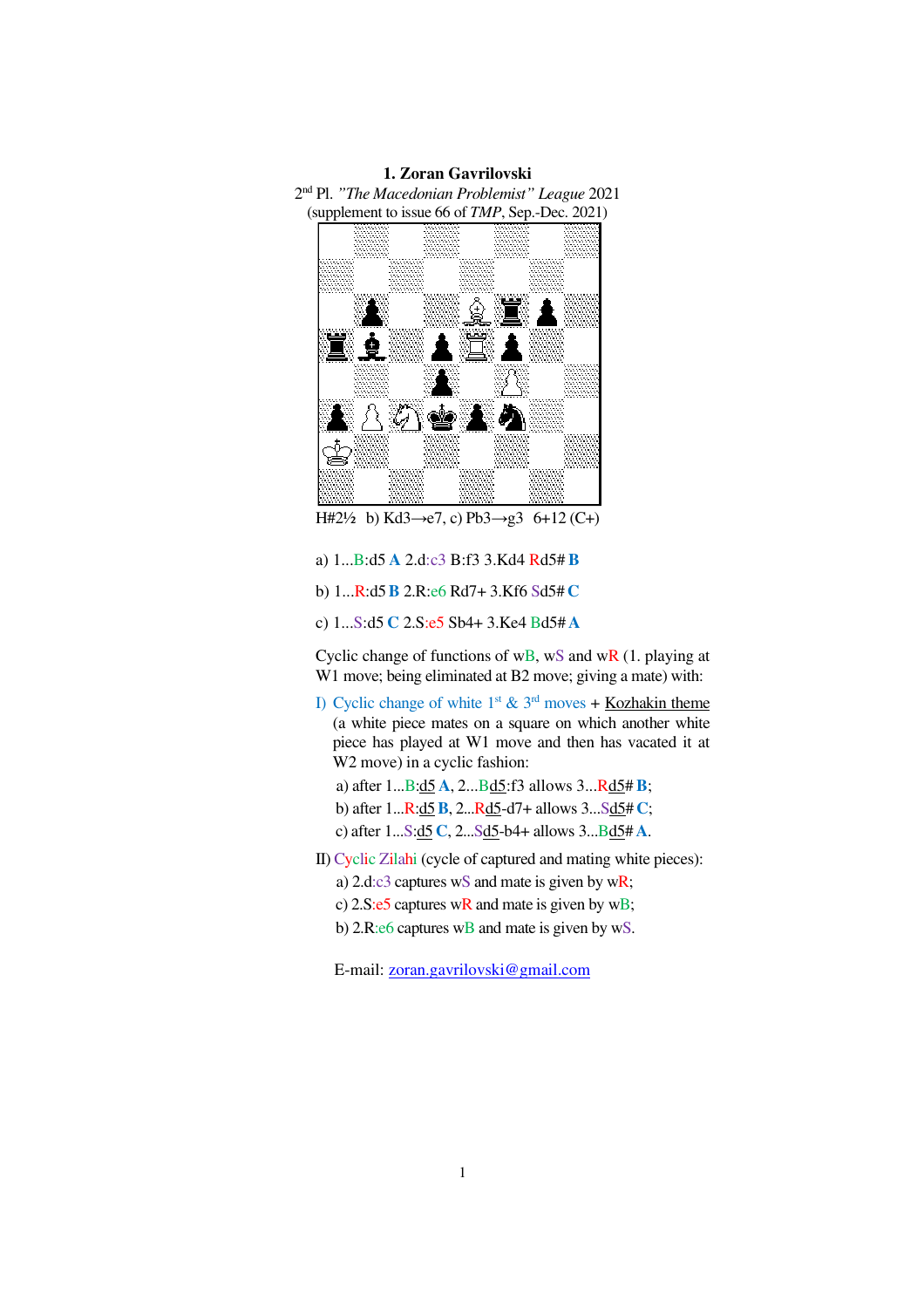**1. Zoran Gavrilovski**

2nd Pl. *"The Macedonian Problemist" League* 2021

(supplement to issue 66 of *TMP*, Sep.-Dec. 2021)

H#2½ b) Kd3→e7, c) Pb3→g3 6+12 (C+)

a) 1...B:d5 **A** 2.d:c3 B:f3 3.Kd4 Rd5# **B**

b) 1...R:d5 **B** 2.R:e6 Rd7+ 3.Kf6 Sd5# **C**

c) 1...S:d5 **C** 2.S:e5 Sb4+ 3.Ke4 Bd5# **A**

Cyclic change of functions of wB, wS and wR (1. playing at W1 move; being eliminated at B2 move; giving a mate) with:

I) Cyclic change of white 1st & 3rd moves + Kozhakin theme (a white piece mates on a square on which another white piece has played at W1 move and then has vacated it at W2 move) in a cyclic fashion:

a) after 1...B:d5 **A**, 2...Bd5:f3 allows 3...Rd5# **B**;

b) after 1...R:d5 **B**, 2...Rd5-d7+ allows 3...Sd5# **C**;

c) after 1...S:d5 **C**, 2...Sd5-b4+ allows 3...Bd5# **A**.

II) Cyclic Zilahi (cycle of captured and mating white pieces):

a) 2.d:c3 captures wS and mate is given by wR;

c) 2.S:e5 captures wR and mate is given by wB;

b) 2.R:e6 captures wB and mate is given by wS.

E-mail: zoran.gavrilovski@gmail.com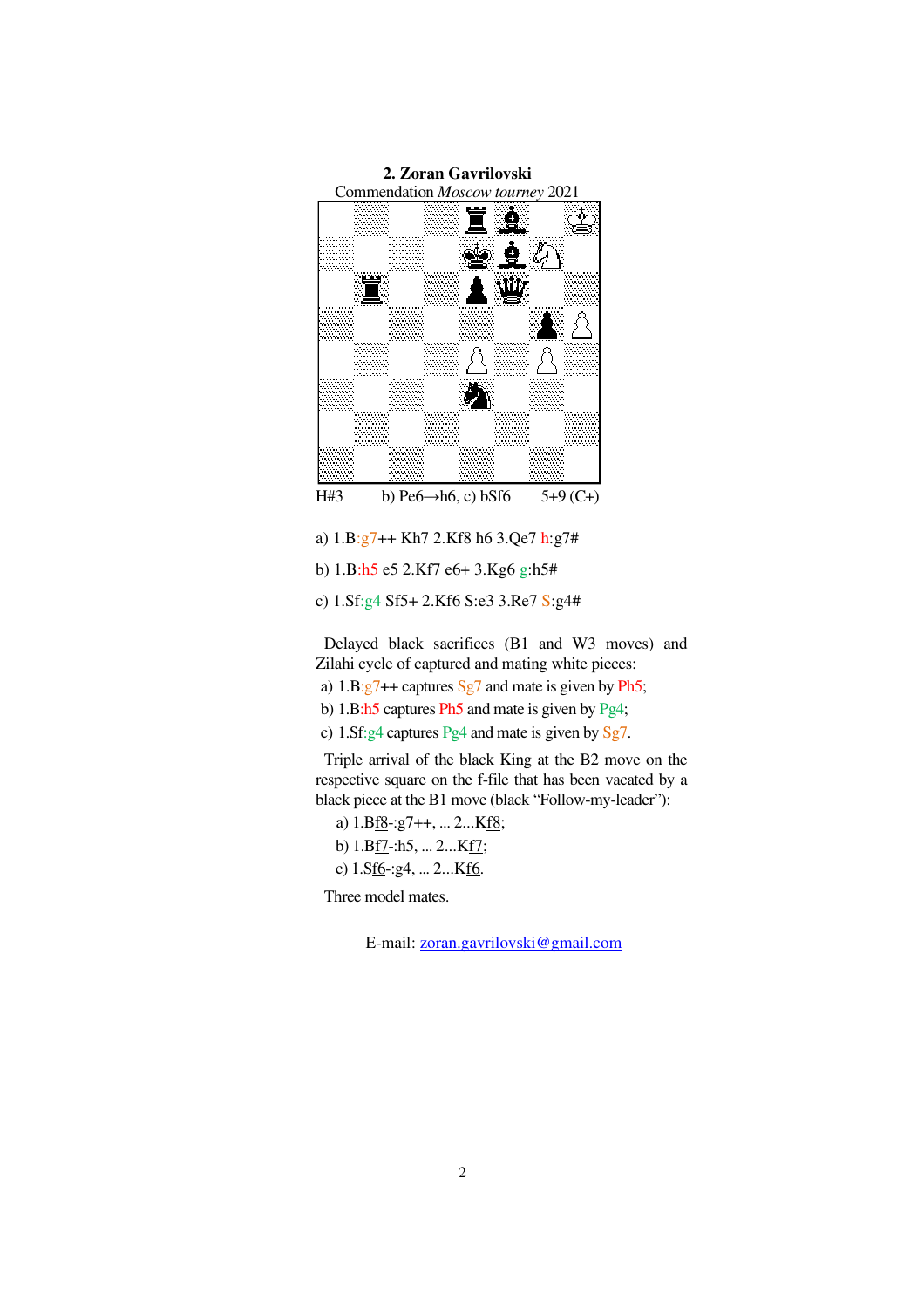**2. Zoran Gavrilovski**

Commendation *Moscow tourney* 2021

H#3 b) Pe6→h6, c) bSf6 5+9 (C+)

a) 1.B:g7++ Kh7 2.Kf8 h6 3.Qe7 h:g7#

b) 1.B:h5 e5 2.Kf7 e6+ 3.Kg6 g:h5#

c) 1.Sf:g4 Sf5+ 2.Kf6 S:e3 3.Re7 S:g4#

Delayed black sacrifices (B1 and W3 moves) and Zilahi cycle of captured and mating white pieces:

a) 1.B:g7++ captures Sg7 and mate is given by Ph5;
b) 1.B:h5 captures Ph5 and mate is given by Pg4;
c) 1.Sf:g4 captures Pg4 and mate is given by Sg7.

Triple arrival of the black King at the B2 move on the respective square on the f-file that has been vacated by a black piece at the B1 move (black "Follow-my-leader"):

a) 1.Bf8-:g7++, ... 2...Kf8;
b) 1.Bf7-:h5, ... 2...Kf7;
c) 1.Sf6-:g4, ... 2...Kf6.

Three model mates.

E-mail: zoran.gavrilovski@gmail.com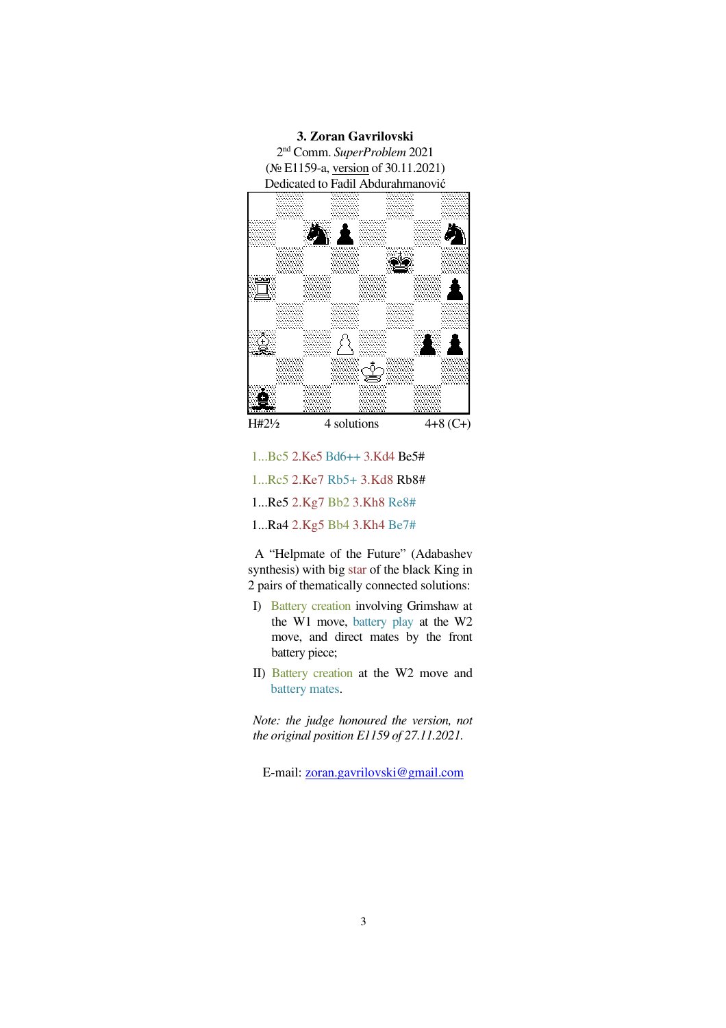**3. Zoran Gavrilovski**

2nd Comm. *SuperProblem* 2021

(№ E1159-a, version of 30.11.2021)

Dedicated to Fadil Abdurahmanović

H#2½ 4 solutions 4+8 (C+)

1...Bc5 2.Ke5 Bd6++ 3.Kd4 Be5#

1...Rc5 2.Ke7 Rb5+ 3.Kd8 Rb8#

1...Re5 2.Kg7 Bb2 3.Kh8 Re8#

1...Ra4 2.Kg5 Bb4 3.Kh4 Be7#

A "Helpmate of the Future" (Adabashev synthesis) with big star of the black King in 2 pairs of thematically connected solutions:

I) Battery creation involving Grimshaw at the W1 move, battery play at the W2 move, and direct mates by the front battery piece;

II) Battery creation at the W2 move and battery mates.

*Note: the judge honoured the version, not the original position E1159 of 27.11.2021.*

E-mail: zoran.gavrilovski@gmail.com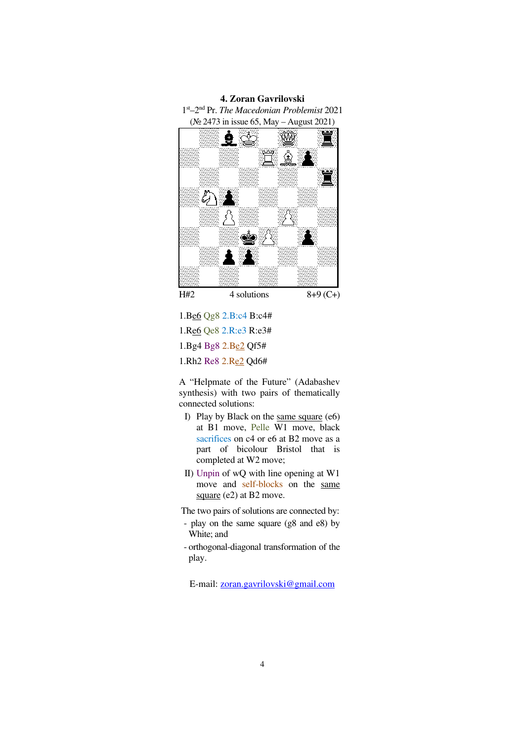**4. Zoran Gavrilovski**

1st–2nd Pr. *The Macedonian Problemist* 2021

(№ 2473 in issue 65, May – August 2021)

H#2 4 solutions 8+9 (C+)

1.Be6 Qg8 2.B:c4 B:c4#

1.Re6 Qe8 2.R:e3 R:e3#

1.Bg4 Bg8 2.Be2 Qf5#

1.Rh2 Re8 2.Re2 Qd6#

A "Helpmate of the Future" (Adabashev synthesis) with two pairs of thematically connected solutions:

I) Play by Black on the same square (e6) at B1 move, Pelle W1 move, black sacrifices on c4 or e6 at B2 move as a part of bicolour Bristol that is completed at W2 move;

II) Unpin of wQ with line opening at W1 move and self-blocks on the same square (e2) at B2 move.

The two pairs of solutions are connected by:

- play on the same square (g8 and e8) by White; and
- orthogonal-diagonal transformation of the play.

E-mail: zoran.gavrilovski@gmail.com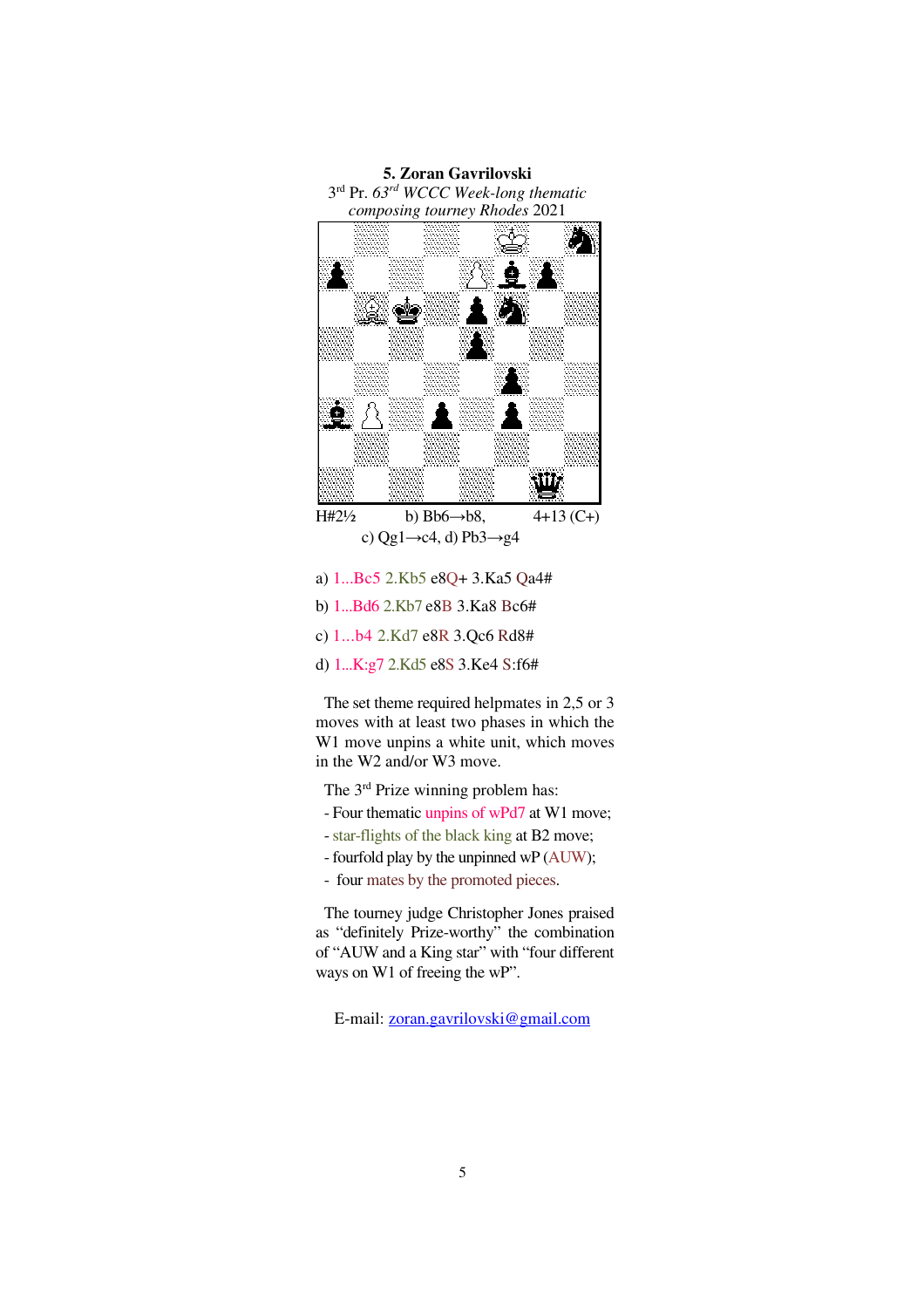**5. Zoran Gavrilovski**

3rd Pr. *63rd WCCC Week-long thematic composing tourney Rhodes* 2021

H#2½ b) Bb6→b8, 4+13 (C+)

c) Qg1→c4, d) Pb3→g4

a) 1...Bc5 2.Kb5 e8Q+ 3.Ka5 Qa4#

b) 1...Bd6 2.Kb7 e8B 3.Ka8 Bc6#

c) 1...b4 2.Kd7 e8R 3.Qc6 Rd8#

d) 1...K:g7 2.Kd5 e8S 3.Ke4 S:f6#

The set theme required helpmates in 2,5 or 3 moves with at least two phases in which the W1 move unpins a white unit, which moves in the W2 and/or W3 move.

The 3rd Prize winning problem has:

- Four thematic unpins of wPd7 at W1 move;
- star-flights of the black king at B2 move;
- fourfold play by the unpinned wP (AUW);
- four mates by the promoted pieces.

The tourney judge Christopher Jones praised as "definitely Prize-worthy" the combination of "AUW and a King star" with "four different ways on W1 of freeing the wP".

E-mail: zoran.gavrilovski@gmail.com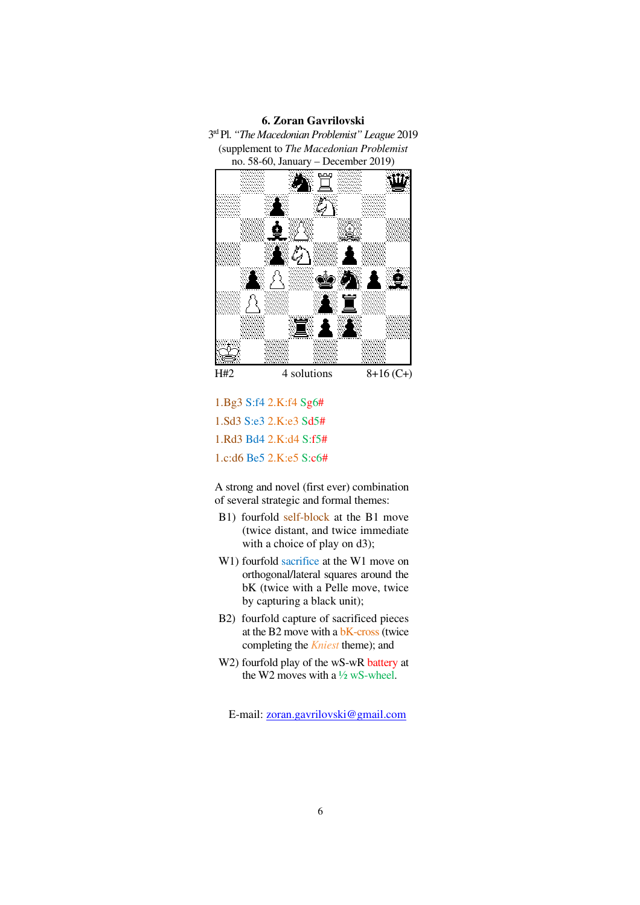**6. Zoran Gavrilovski**

3rd Pl. *"The Macedonian Problemist" League* 2019
(supplement to *The Macedonian Problemist* no. 58-60, January – December 2019)

H#2 4 solutions 8+16 (C+)

1.Bg3 S:f4 2.K:f4 Sg6#

1.Sd3 S:e3 2.K:e3 Sd5#

1.Rd3 Bd4 2.K:d4 S:f5#

1.c:d6 Be5 2.K:e5 S:c6#

A strong and novel (first ever) combination of several strategic and formal themes:

B1) fourfold self-block at the B1 move (twice distant, and twice immediate with a choice of play on d3);

W1) fourfold sacrifice at the W1 move on orthogonal/lateral squares around the bK (twice with a Pelle move, twice by capturing a black unit);

B2) fourfold capture of sacrificed pieces at the B2 move with a bK-cross (twice completing the *Kniest* theme); and

W2) fourfold play of the wS-wR battery at the W2 moves with a ½ wS-wheel.

E-mail: zoran.gavrilovski@gmail.com